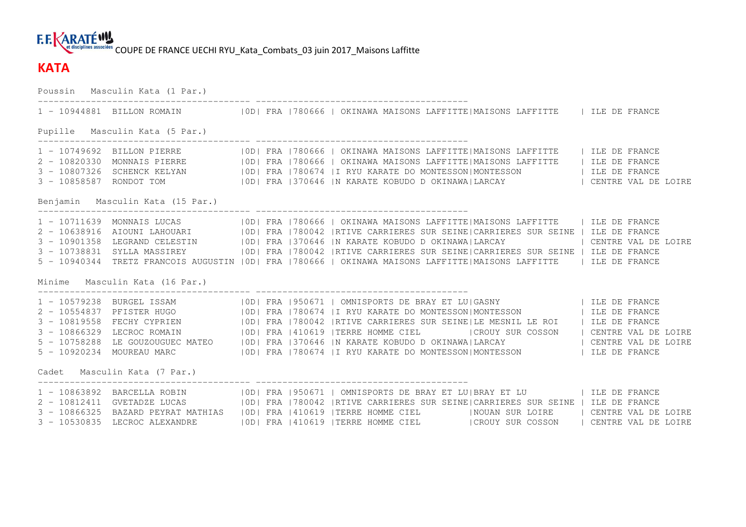F.F. KARATÉ et disciplines associées COUPE DE FRANCE UECHI RYU_Kata_Combats_03 juin 2017_Maisons Laffitte

## KATA

```
Poussin   Masculin Kata (1 Par.)
--------------------------------------- ---------------------------------------
1 - 10944881  BILLON ROMAIN           |0D| FRA |780666 | OKINAWA MAISONS LAFFITTE|MAISONS LAFFITTE   | ILE DE FRANCE

Pupille   Masculin Kata (5 Par.)
--------------------------------------- ---------------------------------------
1 - 10749692  BILLON PIERRE           |0D| FRA |780666 | OKINAWA MAISONS LAFFITTE|MAISONS LAFFITTE   | ILE DE FRANCE
2 - 10820330  MONNAIS PIERRE          |0D| FRA |780666 | OKINAWA MAISONS LAFFITTE|MAISONS LAFFITTE   | ILE DE FRANCE
3 - 10807326  SCHENCK KELYAN          |0D| FRA |780674 |I RYU KARATE DO MONTESSON|MONTESSON          | ILE DE FRANCE
3 - 10858587  RONDOT TOM              |0D| FRA |370646 |N KARATE KOBUDO D OKINAWA|LARCAY             | CENTRE VAL DE LOIRE

Benjamin   Masculin Kata (15 Par.)
--------------------------------------- ---------------------------------------
1 - 10711639  MONNAIS LUCAS           |0D| FRA |780666 | OKINAWA MAISONS LAFFITTE|MAISONS LAFFITTE   | ILE DE FRANCE
2 - 10638916  AIOUNI LAHOUARI         |0D| FRA |780042 |RTIVE CARRIERES SUR SEINE|CARRIERES SUR SEINE | ILE DE FRANCE
3 - 10901358  LEGRAND CELESTIN        |0D| FRA |370646 |N KARATE KOBUDO D OKINAWA|LARCAY             | CENTRE VAL DE LOIRE
3 - 10738831  SYLLA MASSIREY          |0D| FRA |780042 |RTIVE CARRIERES SUR SEINE|CARRIERES SUR SEINE | ILE DE FRANCE
5 - 10940344  TRETZ FRANCOIS AUGUSTIN |0D| FRA |780666 | OKINAWA MAISONS LAFFITTE|MAISONS LAFFITTE   | ILE DE FRANCE

Minime   Masculin Kata (16 Par.)
--------------------------------------- ---------------------------------------
1 - 10579238  BURGEL ISSAM            |0D| FRA |950671 | OMNISPORTS DE BRAY ET LU|GASNY              | ILE DE FRANCE
2 - 10554837  PFISTER HUGO            |0D| FRA |780674 |I RYU KARATE DO MONTESSON|MONTESSON          | ILE DE FRANCE
3 - 10819558  FECHY CYPRIEN           |0D| FRA |780042 |RTIVE CARRIERES SUR SEINE|LE MESNIL LE ROI   | ILE DE FRANCE
3 - 10866329  LECROC ROMAIN           |0D| FRA |410619 |TERRE HOMME CIEL         |CROUY SUR COSSON   | CENTRE VAL DE LOIRE
5 - 10758288  LE GOUZOUGUEC MATEO     |0D| FRA |370646 |N KARATE KOBUDO D OKINAWA|LARCAY             | CENTRE VAL DE LOIRE
5 - 10920234  MOUREAU MARC            |0D| FRA |780674 |I RYU KARATE DO MONTESSON|MONTESSON          | ILE DE FRANCE

Cadet   Masculin Kata (7 Par.)
--------------------------------------- ---------------------------------------
1 - 10863892  BARCELLA ROBIN          |0D| FRA |950671 | OMNISPORTS DE BRAY ET LU|BRAY ET LU         | ILE DE FRANCE
2 - 10812411  GVETADZE LUCAS          |0D| FRA |780042 |RTIVE CARRIERES SUR SEINE|CARRIERES SUR SEINE | ILE DE FRANCE
3 - 10866325  BAZARD PEYRAT MATHIAS   |0D| FRA |410619 |TERRE HOMME CIEL         |NOUAN SUR LOIRE    | CENTRE VAL DE LOIRE
3 - 10530835  LECROC ALEXANDRE        |0D| FRA |410619 |TERRE HOMME CIEL         |CROUY SUR COSSON   | CENTRE VAL DE LOIRE
```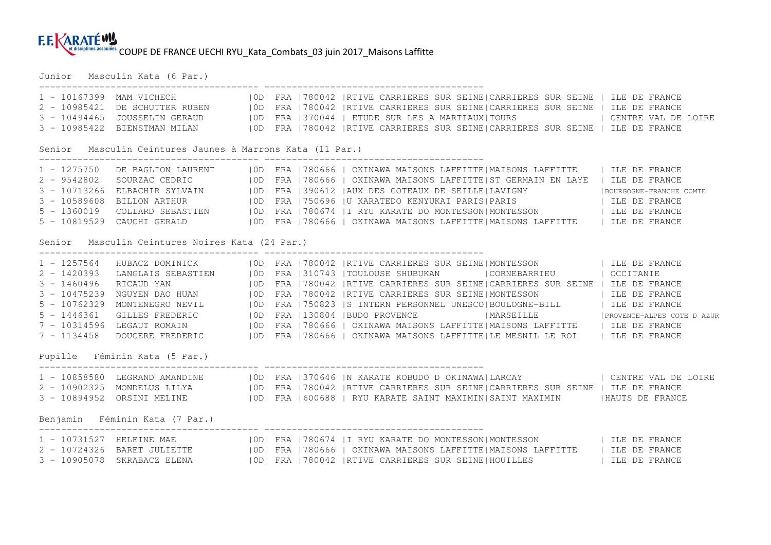F.F. KARATÉ et disciplines associées COUPE DE FRANCE UECHI RYU_Kata_Combats_03 juin 2017_Maisons Laffitte

## Junior Masculin Kata (6 Par.)

```
1 - 10167399  MAM VICHECH          |0D| FRA |780042 |RTIVE CARRIERES SUR SEINE|CARRIERES SUR SEINE | ILE DE FRANCE
2 - 10985421  DE SCHUTTER RUBEN    |0D| FRA |780042 |RTIVE CARRIERES SUR SEINE|CARRIERES SUR SEINE | ILE DE FRANCE
3 - 10494465  JOUSSELIN GERAUD     |0D| FRA |370044 | ETUDE SUR LES A MARTIAUX|TOURS               | CENTRE VAL DE LOIRE
3 - 10985422  BIENSTMAN MILAN      |0D| FRA |780042 |RTIVE CARRIERES SUR SEINE|CARRIERES SUR SEINE | ILE DE FRANCE
```

## Senior Masculin Ceintures Jaunes à Marrons Kata (11 Par.)

```
1 - 1275750   DE BAGLION LAURENT   |0D| FRA |780666 | OKINAWA MAISONS LAFFITTE|MAISONS LAFFITTE    | ILE DE FRANCE
2 - 9542802   SOURZAC CEDRIC       |0D| FRA |780666 | OKINAWA MAISONS LAFFITTE|ST GERMAIN EN LAYE  | ILE DE FRANCE
3 - 10713266  ELBACHIR SYLVAIN     |0D| FRA |390612 |AUX DES COTEAUX DE SEILLE|LAVIGNY             |BOURGOGNE-FRANCHE COMTE
3 - 10589608  BILLON ARTHUR        |0D| FRA |750696 |U KARATEDO KENYUKAI PARIS|PARIS               | ILE DE FRANCE
5 - 1360019   COLLARD SEBASTIEN    |0D| FRA |780674 |I RYU KARATE DO MONTESSON|MONTESSON           | ILE DE FRANCE
5 - 10819529  CAUCHI GERALD        |0D| FRA |780666 | OKINAWA MAISONS LAFFITTE|MAISONS LAFFITTE    | ILE DE FRANCE
```

## Senior Masculin Ceintures Noires Kata (24 Par.)

```
1 - 1257564   HUBACZ DOMINICK      |0D| FRA |780042 |RTIVE CARRIERES SUR SEINE|MONTESSON           | ILE DE FRANCE
2 - 1420393   LANGLAIS SEBASTIEN   |0D| FRA |310743 |TOULOUSE SHUBUKAN        |CORNEBARRIEU        | OCCITANIE
3 - 1460496   RICAUD YAN           |0D| FRA |780042 |RTIVE CARRIERES SUR SEINE|CARRIERES SUR SEINE | ILE DE FRANCE
3 - 10475239  NGUYEN DAO HUAN      |0D| FRA |780042 |RTIVE CARRIERES SUR SEINE|MONTESSON           | ILE DE FRANCE
5 - 10762329  MONTENEGRO NEVIL     |0D| FRA |750823 |S INTERN PERSONNEL UNESCO|BOULOGNE-BILL       | ILE DE FRANCE
5 - 1446361   GILLES FREDERIC      |0D| FRA |130804 |BUDO PROVENCE            |MARSEILLE           |PROVENCE-ALPES COTE D AZUR
7 - 10314596  LEGAUT ROMAIN        |0D| FRA |780666 | OKINAWA MAISONS LAFFITTE|MAISONS LAFFITTE    | ILE DE FRANCE
7 - 1134458   DOUCERE FREDERIC     |0D| FRA |780666 | OKINAWA MAISONS LAFFITTE|LE MESNIL LE ROI    | ILE DE FRANCE
```

## Pupille Féminin Kata (5 Par.)

```
1 - 10858580  LEGRAND AMANDINE     |0D| FRA |370646 |N KARATE KOBUDO D OKINAWA|LARCAY              | CENTRE VAL DE LOIRE
2 - 10902325  MONDELUS LILYA       |0D| FRA |780042 |RTIVE CARRIERES SUR SEINE|CARRIERES SUR SEINE | ILE DE FRANCE
3 - 10894952  ORSINI MELINE        |0D| FRA |600688 | RYU KARATE SAINT MAXIMIN|SAINT MAXIMIN       |HAUTS DE FRANCE
```

## Benjamin Féminin Kata (7 Par.)

```
1 - 10731527  HELEINE MAE          |0D| FRA |780674 |I RYU KARATE DO MONTESSON|MONTESSON           | ILE DE FRANCE
2 - 10724326  BARET JULIETTE       |0D| FRA |780666 | OKINAWA MAISONS LAFFITTE|MAISONS LAFFITTE    | ILE DE FRANCE
3 - 10905078  SKRABACZ ELENA       |0D| FRA |780042 |RTIVE CARRIERES SUR SEINE|HOUILLES            | ILE DE FRANCE
```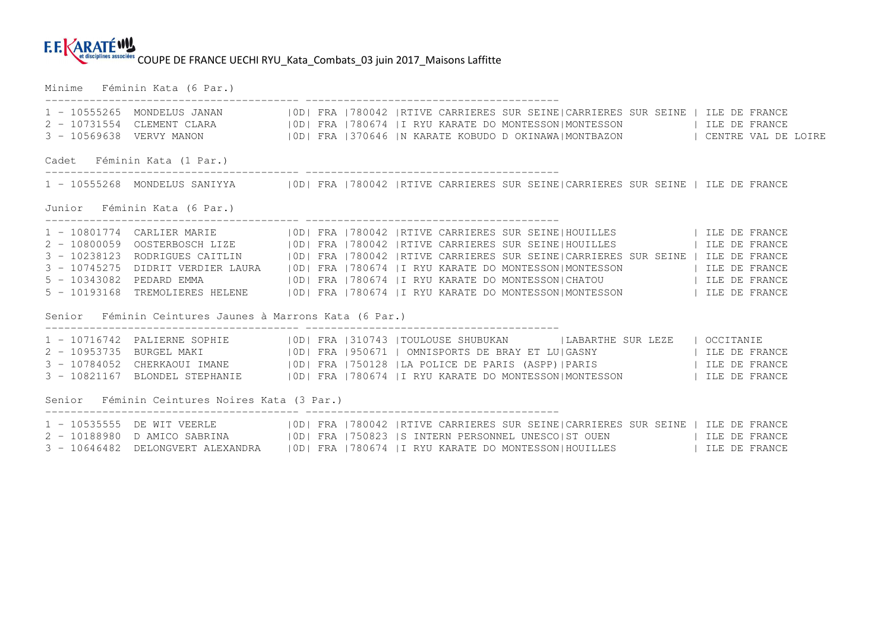F.F.KARATÉ et disciplines associées COUPE DE FRANCE UECHI RYU_Kata_Combats_03 juin 2017_Maisons Laffitte

## Minime Féminin Kata (6 Par.)

```
1 - 10555265  MONDELUS JANAN        |0D| FRA |780042 |RTIVE CARRIERES SUR SEINE|CARRIERES SUR SEINE | ILE DE FRANCE
2 - 10731554  CLEMENT CLARA         |0D| FRA |780674 |I RYU KARATE DO MONTESSON|MONTESSON           | ILE DE FRANCE
3 - 10569638  VERVY MANON           |0D| FRA |370646 |N KARATE KOBUDO D OKINAWA|MONTBAZON           | CENTRE VAL DE LOIRE
```

## Cadet Féminin Kata (1 Par.)

```
1 - 10555268  MONDELUS SANIYYA      |0D| FRA |780042 |RTIVE CARRIERES SUR SEINE|CARRIERES SUR SEINE | ILE DE FRANCE
```

## Junior Féminin Kata (6 Par.)

```
1 - 10801774  CARLIER MARIE         |0D| FRA |780042 |RTIVE CARRIERES SUR SEINE|HOUILLES            | ILE DE FRANCE
2 - 10800059  OOSTERBOSCH LIZE      |0D| FRA |780042 |RTIVE CARRIERES SUR SEINE|HOUILLES            | ILE DE FRANCE
3 - 10238123  RODRIGUES CAITLIN     |0D| FRA |780042 |RTIVE CARRIERES SUR SEINE|CARRIERES SUR SEINE | ILE DE FRANCE
3 - 10745275  DIDRIT VERDIER LAURA  |0D| FRA |780674 |I RYU KARATE DO MONTESSON|MONTESSON           | ILE DE FRANCE
5 - 10343082  PEDARD EMMA           |0D| FRA |780674 |I RYU KARATE DO MONTESSON|CHATOU              | ILE DE FRANCE
5 - 10193168  TREMOLIERES HELENE    |0D| FRA |780674 |I RYU KARATE DO MONTESSON|MONTESSON           | ILE DE FRANCE
```

## Senior Féminin Ceintures Jaunes à Marrons Kata (6 Par.)

```
1 - 10716742  PALIERNE SOPHIE       |0D| FRA |310743 |TOULOUSE SHUBUKAN        |LABARTHE SUR LEZE   | OCCITANIE
2 - 10953735  BURGEL MAKI           |0D| FRA |950671 | OMNISPORTS DE BRAY ET LU|GASNY               | ILE DE FRANCE
3 - 10784052  CHERKAOUI IMANE       |0D| FRA |750128 |LA POLICE DE PARIS (ASPP)|PARIS               | ILE DE FRANCE
3 - 10821167  BLONDEL STEPHANIE     |0D| FRA |780674 |I RYU KARATE DO MONTESSON|MONTESSON           | ILE DE FRANCE
```

## Senior Féminin Ceintures Noires Kata (3 Par.)

```
1 - 10535555  DE WIT VEERLE         |0D| FRA |780042 |RTIVE CARRIERES SUR SEINE|CARRIERES SUR SEINE | ILE DE FRANCE
2 - 10188980  D AMICO SABRINA       |0D| FRA |750823 |S INTERN PERSONNEL UNESCO|ST OUEN             | ILE DE FRANCE
3 - 10646482  DELONGVERT ALEXANDRA  |0D| FRA |780674 |I RYU KARATE DO MONTESSON|HOUILLES            | ILE DE FRANCE
```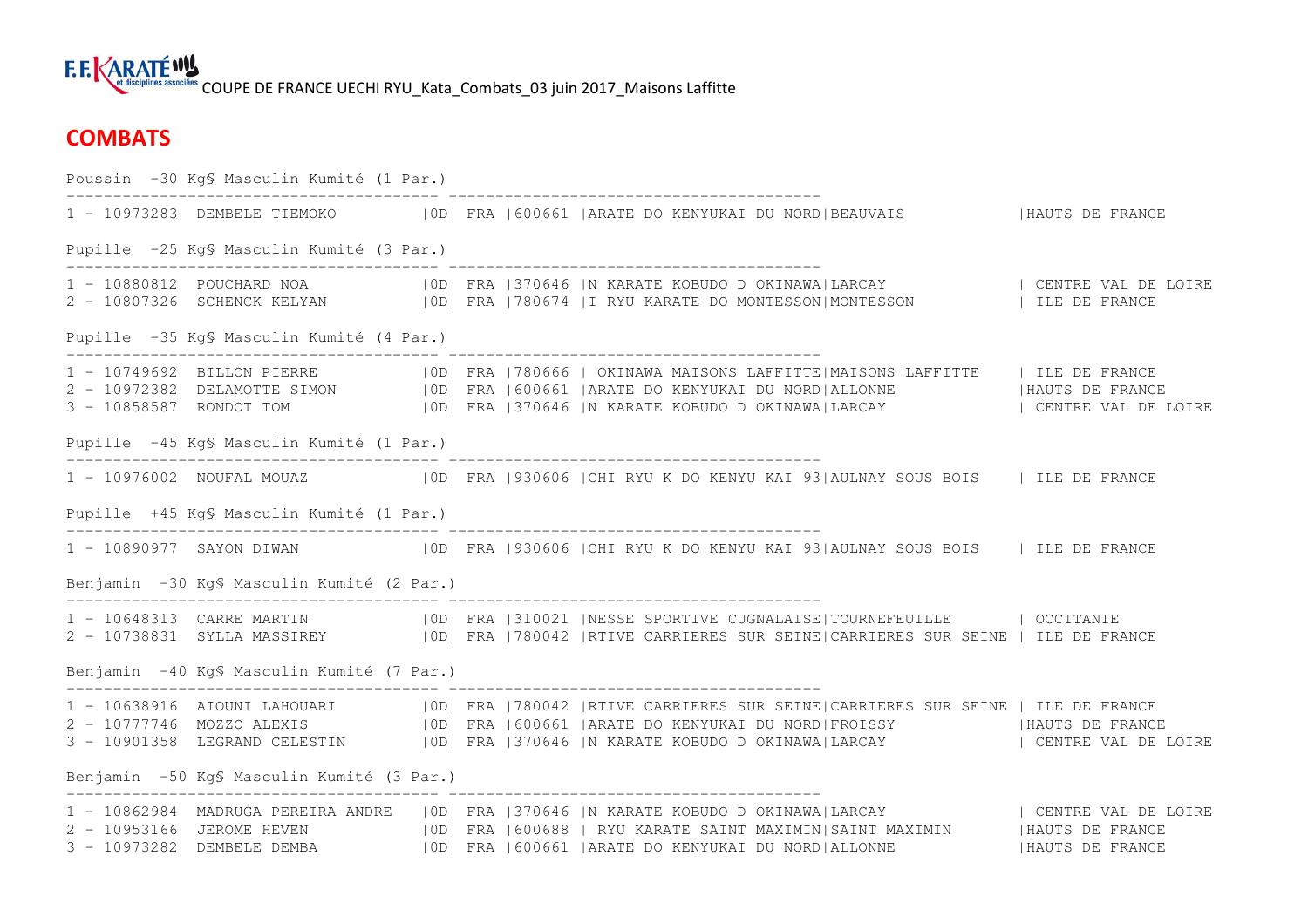F.F.KARATÉ et disciplines associées COUPE DE FRANCE UECHI RYU_Kata_Combats_03 juin 2017_Maisons Laffitte

## COMBATS

```
Poussin  -30 Kg§ Masculin Kumité (1 Par.)
---------------------------------------- ----------------------------------------
1 - 10973283  DEMBELE TIEMOKO         |0D| FRA |600661 |ARATE DO KENYUKAI DU NORD|BEAUVAIS           |HAUTS DE FRANCE

Pupille  -25 Kg§ Masculin Kumité (3 Par.)
---------------------------------------- ----------------------------------------
1 - 10880812  POUCHARD NOA            |0D| FRA |370646 |N KARATE KOBUDO D OKINAWA|LARCAY             | CENTRE VAL DE LOIRE
2 - 10807326  SCHENCK KELYAN          |0D| FRA |780674 |I RYU KARATE DO MONTESSON|MONTESSON          | ILE DE FRANCE

Pupille  -35 Kg§ Masculin Kumité (4 Par.)
---------------------------------------- ----------------------------------------
1 - 10749692  BILLON PIERRE           |0D| FRA |780666 | OKINAWA MAISONS LAFFITTE|MAISONS LAFFITTE    | ILE DE FRANCE
2 - 10972382  DELAMOTTE SIMON         |0D| FRA |600661 |ARATE DO KENYUKAI DU NORD|ALLONNE            |HAUTS DE FRANCE
3 - 10858587  RONDOT TOM              |0D| FRA |370646 |N KARATE KOBUDO D OKINAWA|LARCAY             | CENTRE VAL DE LOIRE

Pupille  -45 Kg§ Masculin Kumité (1 Par.)
---------------------------------------- ----------------------------------------
1 - 10976002  NOUFAL MOUAZ            |0D| FRA |930606 |CHI RYU K DO KENYU KAI 93|AULNAY SOUS BOIS    | ILE DE FRANCE

Pupille  +45 Kg§ Masculin Kumité (1 Par.)
---------------------------------------- ----------------------------------------
1 - 10890977  SAYON DIWAN             |0D| FRA |930606 |CHI RYU K DO KENYU KAI 93|AULNAY SOUS BOIS    | ILE DE FRANCE

Benjamin  -30 Kg§ Masculin Kumité (2 Par.)
---------------------------------------- ----------------------------------------
1 - 10648313  CARRE MARTIN            |0D| FRA |310021 |NESSE SPORTIVE CUGNALAISE|TOURNEFEUILLE       | OCCITANIE
2 - 10738831  SYLLA MASSIREY          |0D| FRA |780042 |RTIVE CARRIERES SUR SEINE|CARRIERES SUR SEINE | ILE DE FRANCE

Benjamin  -40 Kg§ Masculin Kumité (7 Par.)
---------------------------------------- ----------------------------------------
1 - 10638916  AIOUNI LAHOUARI         |0D| FRA |780042 |RTIVE CARRIERES SUR SEINE|CARRIERES SUR SEINE | ILE DE FRANCE
2 - 10777746  MOZZO ALEXIS            |0D| FRA |600661 |ARATE DO KENYUKAI DU NORD|FROISSY            |HAUTS DE FRANCE
3 - 10901358  LEGRAND CELESTIN        |0D| FRA |370646 |N KARATE KOBUDO D OKINAWA|LARCAY             | CENTRE VAL DE LOIRE

Benjamin  -50 Kg§ Masculin Kumité (3 Par.)
---------------------------------------- ----------------------------------------
1 - 10862984  MADRUGA PEREIRA ANDRE   |0D| FRA |370646 |N KARATE KOBUDO D OKINAWA|LARCAY             | CENTRE VAL DE LOIRE
2 - 10953166  JEROME HEVEN            |0D| FRA |600688 | RYU KARATE SAINT MAXIMIN|SAINT MAXIMIN      |HAUTS DE FRANCE
3 - 10973282  DEMBELE DEMBA           |0D| FRA |600661 |ARATE DO KENYUKAI DU NORD|ALLONNE            |HAUTS DE FRANCE
```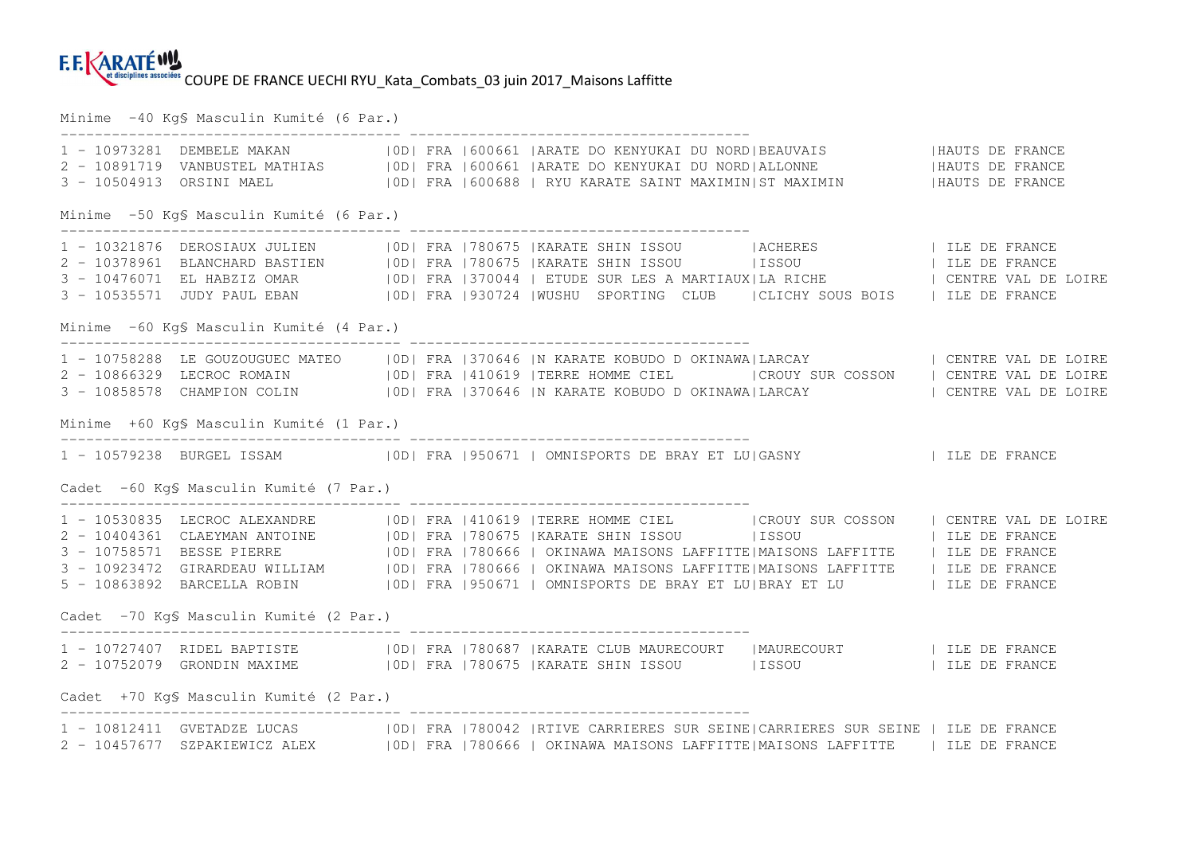COUPE DE FRANCE UECHI RYU_Kata_Combats_03 juin 2017_Maisons Laffitte

Minime -40 Kg§ Masculin Kumité (6 Par.)

| Rang | Licence | Nom | Grade | Pays | Code | Club | Ville | Ligue |
|---|---|---|---|---|---|---|---|---|
| 1 | 10973281 | DEMBELE MAKAN | 0D | FRA | 600661 | ARATE DO KENYUKAI DU NORD | BEAUVAIS | HAUTS DE FRANCE |
| 2 | 10891719 | VANBUSTEL MATHIAS | 0D | FRA | 600661 | ARATE DO KENYUKAI DU NORD | ALLONNE | HAUTS DE FRANCE |
| 3 | 10504913 | ORSINI MAEL | 0D | FRA | 600688 | RYU KARATE SAINT MAXIMIN | ST MAXIMIN | HAUTS DE FRANCE |

Minime -50 Kg§ Masculin Kumité (6 Par.)

| Rang | Licence | Nom | Grade | Pays | Code | Club | Ville | Ligue |
|---|---|---|---|---|---|---|---|---|
| 1 | 10321876 | DEROSIAUX JULIEN | 0D | FRA | 780675 | KARATE SHIN ISSOU | ACHERES | ILE DE FRANCE |
| 2 | 10378961 | BLANCHARD BASTIEN | 0D | FRA | 780675 | KARATE SHIN ISSOU | ISSOU | ILE DE FRANCE |
| 3 | 10476071 | EL HABZIZ OMAR | 0D | FRA | 370044 | ETUDE SUR LES A MARTIAUX | LA RICHE | CENTRE VAL DE LOIRE |
| 3 | 10535571 | JUDY PAUL EBAN | 0D | FRA | 930724 | WUSHU SPORTING CLUB | CLICHY SOUS BOIS | ILE DE FRANCE |

Minime -60 Kg§ Masculin Kumité (4 Par.)

| Rang | Licence | Nom | Grade | Pays | Code | Club | Ville | Ligue |
|---|---|---|---|---|---|---|---|---|
| 1 | 10758288 | LE GOUZOUGUEC MATEO | 0D | FRA | 370646 | N KARATE KOBUDO D OKINAWA | LARCAY | CENTRE VAL DE LOIRE |
| 2 | 10866329 | LECROC ROMAIN | 0D | FRA | 410619 | TERRE HOMME CIEL | CROUY SUR COSSON | CENTRE VAL DE LOIRE |
| 3 | 10858578 | CHAMPION COLIN | 0D | FRA | 370646 | N KARATE KOBUDO D OKINAWA | LARCAY | CENTRE VAL DE LOIRE |

Minime +60 Kg§ Masculin Kumité (1 Par.)

| Rang | Licence | Nom | Grade | Pays | Code | Club | Ville | Ligue |
|---|---|---|---|---|---|---|---|---|
| 1 | 10579238 | BURGEL ISSAM | 0D | FRA | 950671 | OMNISPORTS DE BRAY ET LU | GASNY | ILE DE FRANCE |

Cadet -60 Kg§ Masculin Kumité (7 Par.)

| Rang | Licence | Nom | Grade | Pays | Code | Club | Ville | Ligue |
|---|---|---|---|---|---|---|---|---|
| 1 | 10530835 | LECROC ALEXANDRE | 0D | FRA | 410619 | TERRE HOMME CIEL | CROUY SUR COSSON | CENTRE VAL DE LOIRE |
| 2 | 10404361 | CLAEYMAN ANTOINE | 0D | FRA | 780675 | KARATE SHIN ISSOU | ISSOU | ILE DE FRANCE |
| 3 | 10758571 | BESSE PIERRE | 0D | FRA | 780666 | OKINAWA MAISONS LAFFITTE | MAISONS LAFFITTE | ILE DE FRANCE |
| 3 | 10923472 | GIRARDEAU WILLIAM | 0D | FRA | 780666 | OKINAWA MAISONS LAFFITTE | MAISONS LAFFITTE | ILE DE FRANCE |
| 5 | 10863892 | BARCELLA ROBIN | 0D | FRA | 950671 | OMNISPORTS DE BRAY ET LU | BRAY ET LU | ILE DE FRANCE |

Cadet -70 Kg§ Masculin Kumité (2 Par.)

| Rang | Licence | Nom | Grade | Pays | Code | Club | Ville | Ligue |
|---|---|---|---|---|---|---|---|---|
| 1 | 10727407 | RIDEL BAPTISTE | 0D | FRA | 780687 | KARATE CLUB MAURECOURT | MAURECOURT | ILE DE FRANCE |
| 2 | 10752079 | GRONDIN MAXIME | 0D | FRA | 780675 | KARATE SHIN ISSOU | ISSOU | ILE DE FRANCE |

Cadet +70 Kg§ Masculin Kumité (2 Par.)

| Rang | Licence | Nom | Grade | Pays | Code | Club | Ville | Ligue |
|---|---|---|---|---|---|---|---|---|
| 1 | 10812411 | GVETADZE LUCAS | 0D | FRA | 780042 | RTIVE CARRIERES SUR SEINE | CARRIERES SUR SEINE | ILE DE FRANCE |
| 2 | 10457677 | SZPAKIEWICZ ALEX | 0D | FRA | 780666 | OKINAWA MAISONS LAFFITTE | MAISONS LAFFITTE | ILE DE FRANCE |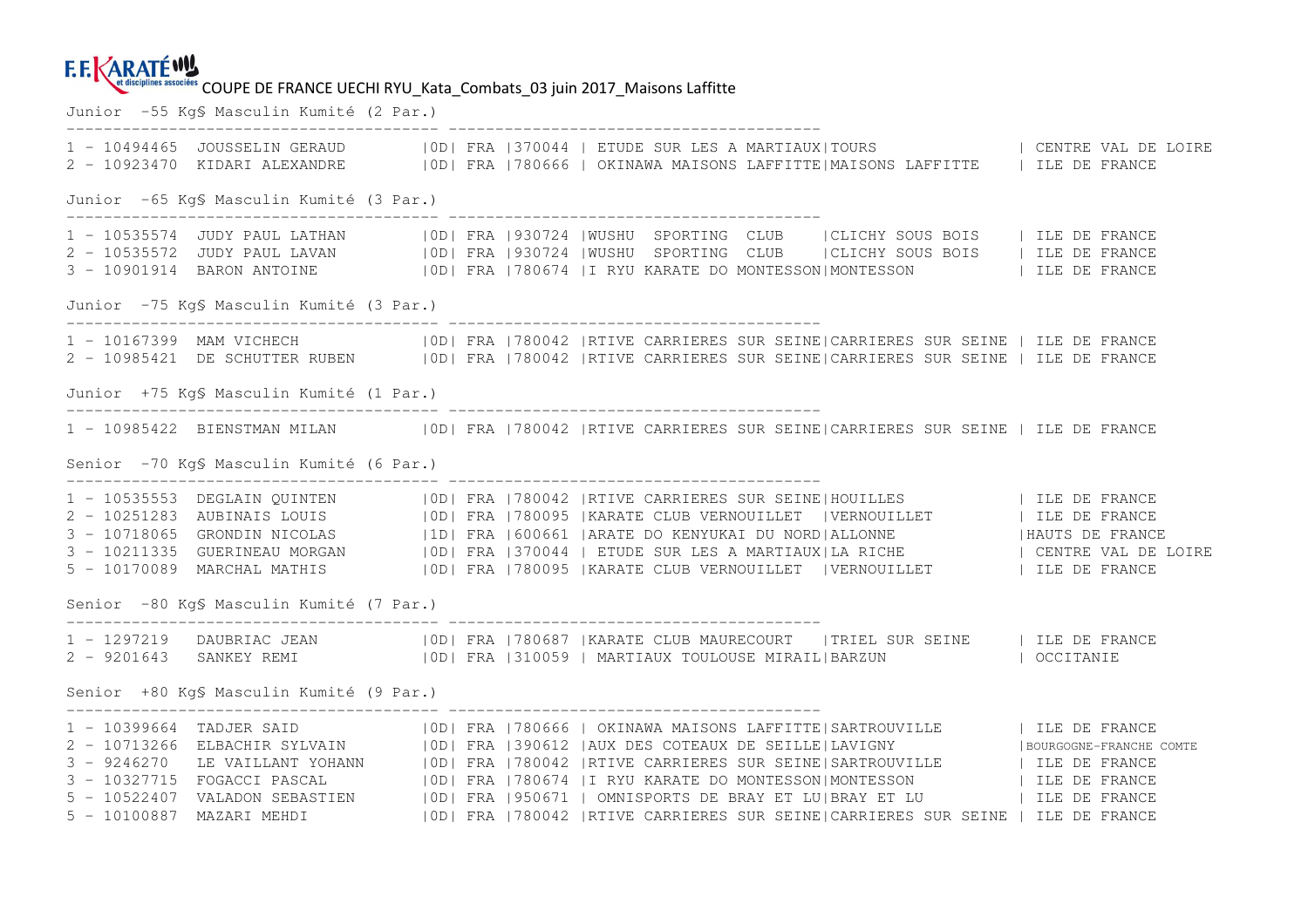F.F.KARATÉ et disciplines associées COUPE DE FRANCE UECHI RYU_Kata_Combats_03 juin 2017_Maisons Laffitte

## Junior -55 Kg§ Masculin Kumité (2 Par.)

| Rang | Licence | Nom | Grade | Nat. | Code | Club | Ville | Ligue |
|---|---|---|---|---|---|---|---|---|
| 1 | 10494465 | JOUSSELIN GERAUD | 0D | FRA | 370044 | ETUDE SUR LES A MARTIAUX | TOURS | CENTRE VAL DE LOIRE |
| 2 | 10923470 | KIDARI ALEXANDRE | 0D | FRA | 780666 | OKINAWA MAISONS LAFFITTE | MAISONS LAFFITTE | ILE DE FRANCE |

## Junior -65 Kg§ Masculin Kumité (3 Par.)

| Rang | Licence | Nom | Grade | Nat. | Code | Club | Ville | Ligue |
|---|---|---|---|---|---|---|---|---|
| 1 | 10535574 | JUDY PAUL LATHAN | 0D | FRA | 930724 | WUSHU SPORTING CLUB | CLICHY SOUS BOIS | ILE DE FRANCE |
| 2 | 10535572 | JUDY PAUL LAVAN | 0D | FRA | 930724 | WUSHU SPORTING CLUB | CLICHY SOUS BOIS | ILE DE FRANCE |
| 3 | 10901914 | BARON ANTOINE | 0D | FRA | 780674 | I RYU KARATE DO MONTESSON | MONTESSON | ILE DE FRANCE |

## Junior -75 Kg§ Masculin Kumité (3 Par.)

| Rang | Licence | Nom | Grade | Nat. | Code | Club | Ville | Ligue |
|---|---|---|---|---|---|---|---|---|
| 1 | 10167399 | MAM VICHECH | 0D | FRA | 780042 | RTIVE CARRIERES SUR SEINE | CARRIERES SUR SEINE | ILE DE FRANCE |
| 2 | 10985421 | DE SCHUTTER RUBEN | 0D | FRA | 780042 | RTIVE CARRIERES SUR SEINE | CARRIERES SUR SEINE | ILE DE FRANCE |

## Junior +75 Kg§ Masculin Kumité (1 Par.)

| Rang | Licence | Nom | Grade | Nat. | Code | Club | Ville | Ligue |
|---|---|---|---|---|---|---|---|---|
| 1 | 10985422 | BIENSTMAN MILAN | 0D | FRA | 780042 | RTIVE CARRIERES SUR SEINE | CARRIERES SUR SEINE | ILE DE FRANCE |

## Senior -70 Kg§ Masculin Kumité (6 Par.)

| Rang | Licence | Nom | Grade | Nat. | Code | Club | Ville | Ligue |
|---|---|---|---|---|---|---|---|---|
| 1 | 10535553 | DEGLAIN QUINTEN | 0D | FRA | 780042 | RTIVE CARRIERES SUR SEINE | HOUILLES | ILE DE FRANCE |
| 2 | 10251283 | AUBINAIS LOUIS | 0D | FRA | 780095 | KARATE CLUB VERNOUILLET | VERNOUILLET | ILE DE FRANCE |
| 3 | 10718065 | GRONDIN NICOLAS | 1D | FRA | 600661 | ARATE DO KENYUKAI DU NORD | ALLONNE | HAUTS DE FRANCE |
| 3 | 10211335 | GUERINEAU MORGAN | 0D | FRA | 370044 | ETUDE SUR LES A MARTIAUX | LA RICHE | CENTRE VAL DE LOIRE |
| 5 | 10170089 | MARCHAL MATHIS | 0D | FRA | 780095 | KARATE CLUB VERNOUILLET | VERNOUILLET | ILE DE FRANCE |

## Senior -80 Kg§ Masculin Kumité (7 Par.)

| Rang | Licence | Nom | Grade | Nat. | Code | Club | Ville | Ligue |
|---|---|---|---|---|---|---|---|---|
| 1 | 1297219 | DAUBRIAC JEAN | 0D | FRA | 780687 | KARATE CLUB MAURECOURT | TRIEL SUR SEINE | ILE DE FRANCE |
| 2 | 9201643 | SANKEY REMI | 0D | FRA | 310059 | MARTIAUX TOULOUSE MIRAIL | BARZUN | OCCITANIE |

## Senior +80 Kg§ Masculin Kumité (9 Par.)

| Rang | Licence | Nom | Grade | Nat. | Code | Club | Ville | Ligue |
|---|---|---|---|---|---|---|---|---|
| 1 | 10399664 | TADJER SAID | 0D | FRA | 780666 | OKINAWA MAISONS LAFFITTE | SARTROUVILLE | ILE DE FRANCE |
| 2 | 10713266 | ELBACHIR SYLVAIN | 0D | FRA | 390612 | AUX DES COTEAUX DE SEILLE | LAVIGNY | BOURGOGNE-FRANCHE COMTE |
| 3 | 9246270 | LE VAILLANT YOHANN | 0D | FRA | 780042 | RTIVE CARRIERES SUR SEINE | SARTROUVILLE | ILE DE FRANCE |
| 3 | 10327715 | FOGACCI PASCAL | 0D | FRA | 780674 | I RYU KARATE DO MONTESSON | MONTESSON | ILE DE FRANCE |
| 5 | 10522407 | VALADON SEBASTIEN | 0D | FRA | 950671 | OMNISPORTS DE BRAY ET LU | BRAY ET LU | ILE DE FRANCE |
| 5 | 10100887 | MAZARI MEHDI | 0D | FRA | 780042 | RTIVE CARRIERES SUR SEINE | CARRIERES SUR SEINE | ILE DE FRANCE |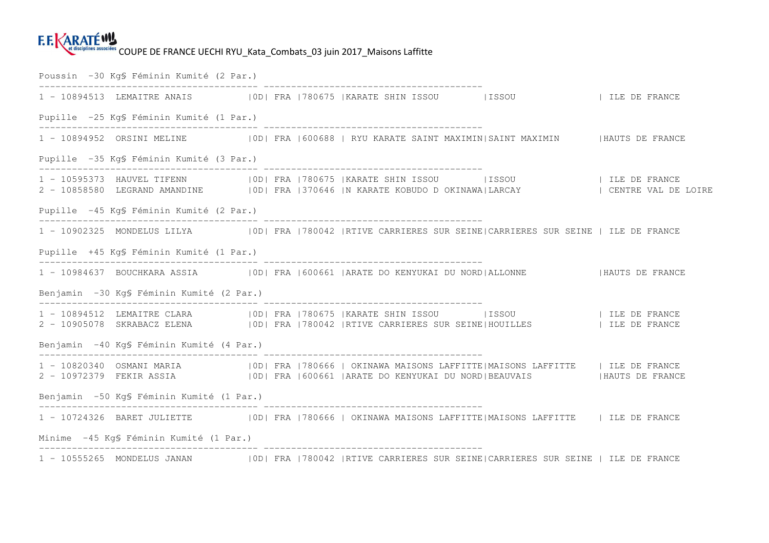Poussin -30 Kg§ Féminin Kumité (2 Par.)

```
----------------------------------------- ----------------------------------------
1 - 10894513  LEMAITRE ANAIS          |0D| FRA |780675 |KARATE SHIN ISSOU       |ISSOU                 | ILE DE FRANCE
```

Pupille -25 Kg§ Féminin Kumité (1 Par.)

```
----------------------------------------- ----------------------------------------
1 - 10894952  ORSINI MELINE           |0D| FRA |600688 | RYU KARATE SAINT MAXIMIN|SAINT MAXIMIN       |HAUTS DE FRANCE
```

Pupille -35 Kg§ Féminin Kumité (3 Par.)

```
----------------------------------------- ----------------------------------------
1 - 10595373  HAUVEL TIFENN           |0D| FRA |780675 |KARATE SHIN ISSOU       |ISSOU                 | ILE DE FRANCE
2 - 10858580  LEGRAND AMANDINE        |0D| FRA |370646 |N KARATE KOBUDO D OKINAWA|LARCAY              | CENTRE VAL DE LOIRE
```

Pupille -45 Kg§ Féminin Kumité (2 Par.)

```
----------------------------------------- ----------------------------------------
1 - 10902325  MONDELUS LILYA          |0D| FRA |780042 |RTIVE CARRIERES SUR SEINE|CARRIERES SUR SEINE | ILE DE FRANCE
```

Pupille +45 Kg§ Féminin Kumité (1 Par.)

```
----------------------------------------- ----------------------------------------
1 - 10984637  BOUCHKARA ASSIA         |0D| FRA |600661 |ARATE DO KENYUKAI DU NORD|ALLONNE             |HAUTS DE FRANCE
```

Benjamin -30 Kg§ Féminin Kumité (2 Par.)

```
----------------------------------------- ----------------------------------------
1 - 10894512  LEMAITRE CLARA          |0D| FRA |780675 |KARATE SHIN ISSOU       |ISSOU                 | ILE DE FRANCE
2 - 10905078  SKRABACZ ELENA          |0D| FRA |780042 |RTIVE CARRIERES SUR SEINE|HOUILLES            | ILE DE FRANCE
```

Benjamin -40 Kg§ Féminin Kumité (4 Par.)

```
----------------------------------------- ----------------------------------------
1 - 10820340  OSMANI MARIA            |0D| FRA |780666 | OKINAWA MAISONS LAFFITTE|MAISONS LAFFITTE    | ILE DE FRANCE
2 - 10972379  FEKIR ASSIA             |0D| FRA |600661 |ARATE DO KENYUKAI DU NORD|BEAUVAIS            |HAUTS DE FRANCE
```

Benjamin -50 Kg§ Féminin Kumité (1 Par.)

```
----------------------------------------- ----------------------------------------
1 - 10724326  BARET JULIETTE          |0D| FRA |780666 | OKINAWA MAISONS LAFFITTE|MAISONS LAFFITTE    | ILE DE FRANCE
```

Minime -45 Kg§ Féminin Kumité (1 Par.)

```
----------------------------------------- ----------------------------------------
1 - 10555265  MONDELUS JANAN          |0D| FRA |780042 |RTIVE CARRIERES SUR SEINE|CARRIERES SUR SEINE | ILE DE FRANCE
```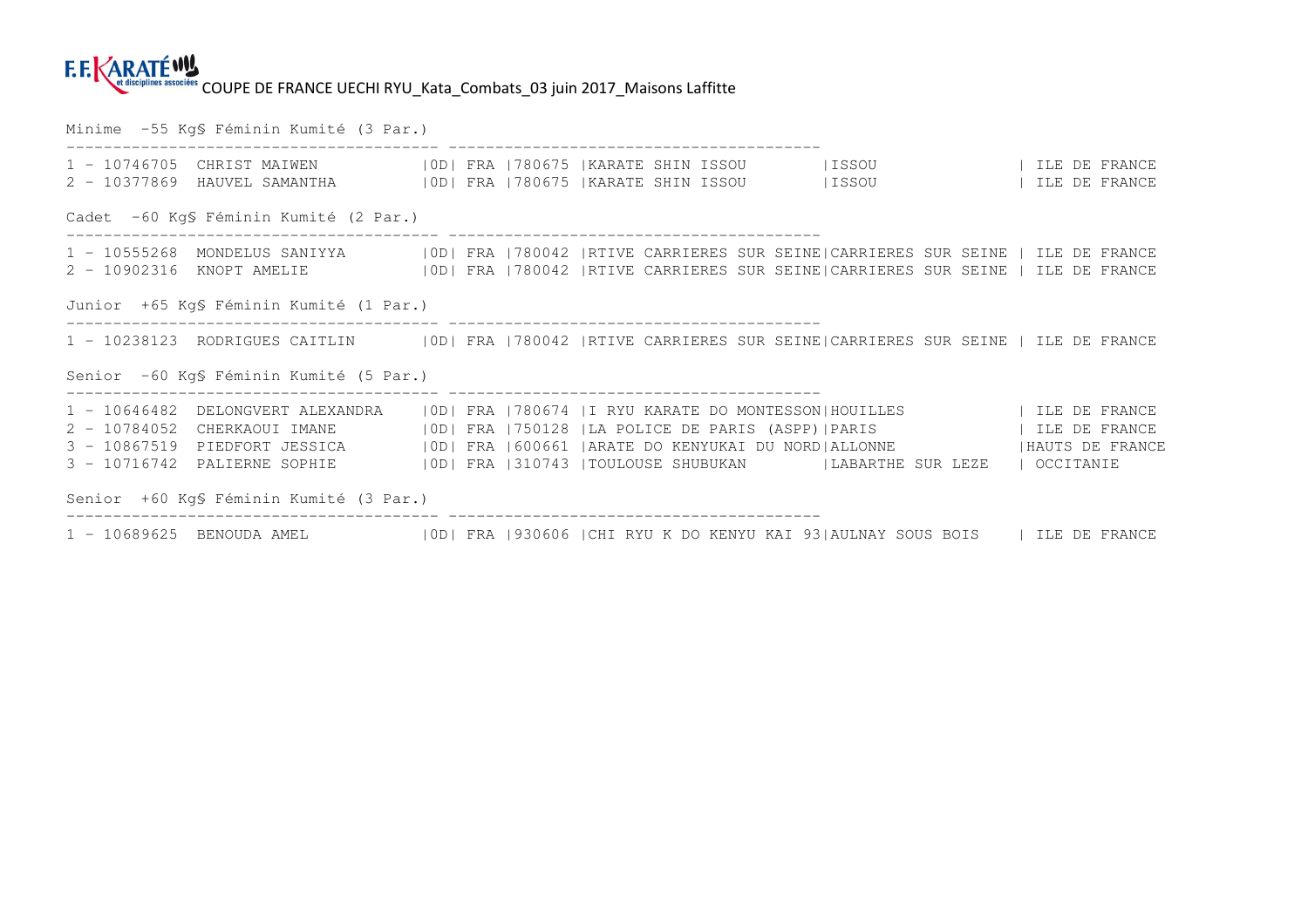COUPE DE FRANCE UECHI RYU_Kata_Combats_03 juin 2017_Maisons Laffitte

Minime -55 Kg§ Féminin Kumité (3 Par.)

| | | | | | | | |
|---|---|---|---|---|---|---|---|
| 1 - 10746705 | CHRIST MAIWEN | 0D | FRA | 780675 | KARATE SHIN ISSOU | ISSOU | ILE DE FRANCE |
| 2 - 10377869 | HAUVEL SAMANTHA | 0D | FRA | 780675 | KARATE SHIN ISSOU | ISSOU | ILE DE FRANCE |

Cadet -60 Kg§ Féminin Kumité (2 Par.)

| | | | | | | | |
|---|---|---|---|---|---|---|---|
| 1 - 10555268 | MONDELUS SANIYYA | 0D | FRA | 780042 | RTIVE CARRIERES SUR SEINE | CARRIERES SUR SEINE | ILE DE FRANCE |
| 2 - 10902316 | KNOPT AMELIE | 0D | FRA | 780042 | RTIVE CARRIERES SUR SEINE | CARRIERES SUR SEINE | ILE DE FRANCE |

Junior +65 Kg§ Féminin Kumité (1 Par.)

| | | | | | | | |
|---|---|---|---|---|---|---|---|
| 1 - 10238123 | RODRIGUES CAITLIN | 0D | FRA | 780042 | RTIVE CARRIERES SUR SEINE | CARRIERES SUR SEINE | ILE DE FRANCE |

Senior -60 Kg§ Féminin Kumité (5 Par.)

| | | | | | | | |
|---|---|---|---|---|---|---|---|
| 1 - 10646482 | DELONGVERT ALEXANDRA | 0D | FRA | 780674 | I RYU KARATE DO MONTESSON | HOUILLES | ILE DE FRANCE |
| 2 - 10784052 | CHERKAOUI IMANE | 0D | FRA | 750128 | LA POLICE DE PARIS (ASPP) | PARIS | ILE DE FRANCE |
| 3 - 10867519 | PIEDFORT JESSICA | 0D | FRA | 600661 | ARATE DO KENYUKAI DU NORD | ALLONNE | HAUTS DE FRANCE |
| 3 - 10716742 | PALIERNE SOPHIE | 0D | FRA | 310743 | TOULOUSE SHUBUKAN | LABARTHE SUR LEZE | OCCITANIE |

Senior +60 Kg§ Féminin Kumité (3 Par.)

| | | | | | | | |
|---|---|---|---|---|---|---|---|
| 1 - 10689625 | BENOUDA AMEL | 0D | FRA | 930606 | CHI RYU K DO KENYU KAI 93 | AULNAY SOUS BOIS | ILE DE FRANCE |